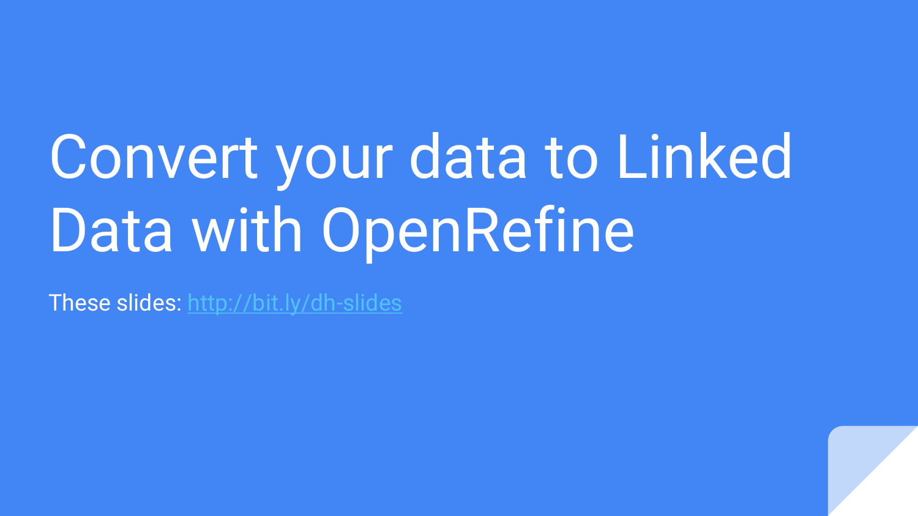# Convert your data to Linked Data with OpenRefine

These slides: [http://bit.ly/dh-slides](http://bit.ly/dh-slides)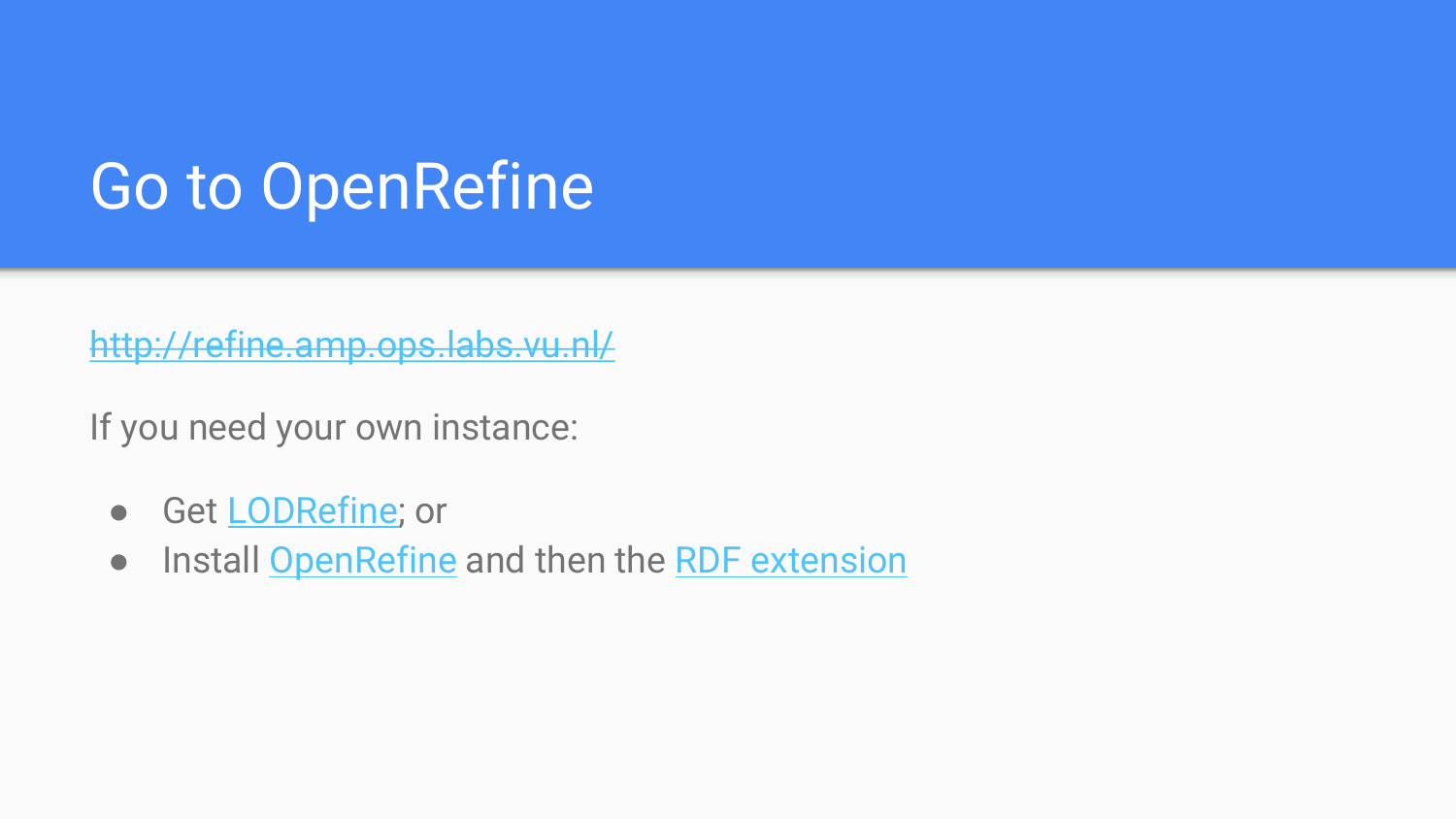# Go to OpenRefine

~~http://refine.amp.ops.labs.vu.nl/~~

If you need your own instance:

- Get LODRefine; or
- Install OpenRefine and then the RDF extension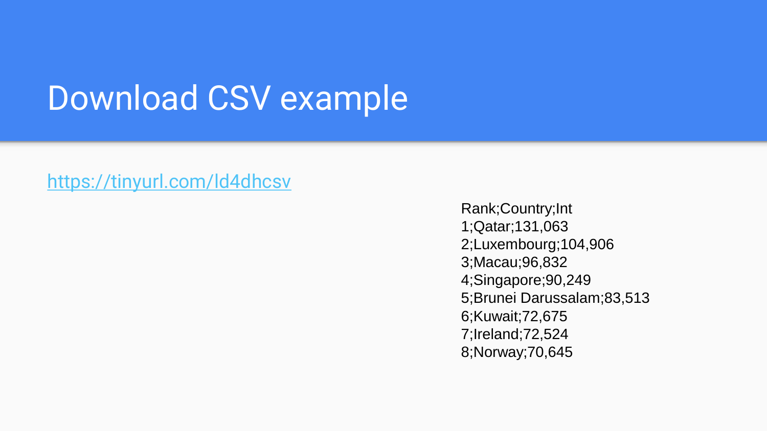# Download CSV example

https://tinyurl.com/ld4dhcsv

```
Rank;Country;Int
1;Qatar;131,063
2;Luxembourg;104,906
3;Macau;96,832
4;Singapore;90,249
5;Brunei Darussalam;83,513
6;Kuwait;72,675
7;Ireland;72,524
8;Norway;70,645
```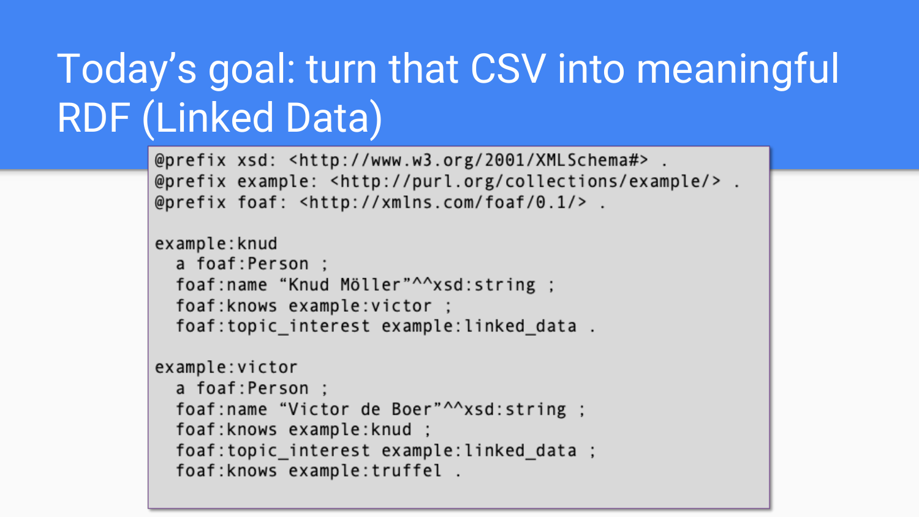# Today's goal: turn that CSV into meaningful RDF (Linked Data)

```
@prefix xsd: <http://www.w3.org/2001/XMLSchema#> .
@prefix example: <http://purl.org/collections/example/> .
@prefix foaf: <http://xmlns.com/foaf/0.1/> .

example:knud
  a foaf:Person ;
  foaf:name "Knud Möller"^^xsd:string ;
  foaf:knows example:victor ;
  foaf:topic_interest example:linked_data .

example:victor
  a foaf:Person ;
  foaf:name "Victor de Boer"^^xsd:string ;
  foaf:knows example:knud ;
  foaf:topic_interest example:linked_data ;
  foaf:knows example:truffel .
```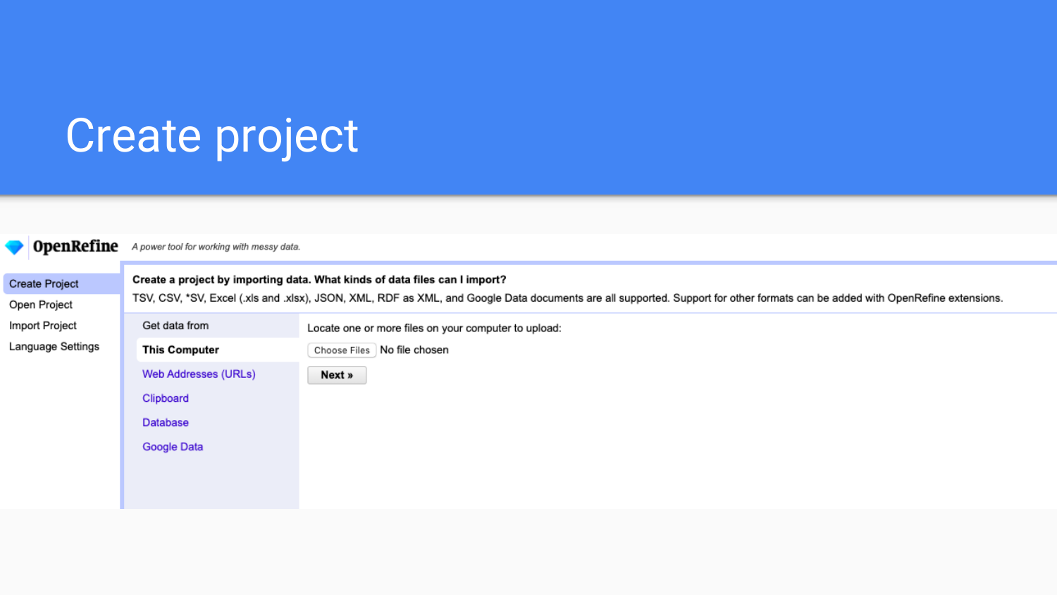# Create project

**OpenRefine** *A power tool for working with messy data.*

- Create Project
- Open Project
- Import Project
- Language Settings

**Create a project by importing data. What kinds of data files can I import?**

TSV, CSV, *SV, Excel (.xls and .xlsx), JSON, XML, RDF as XML, and Google Data documents are all supported. Support for other formats can be added with OpenRefine extensions.

Get data from

- **This Computer**
- Web Addresses (URLs)
- Clipboard
- Database
- Google Data

Locate one or more files on your computer to upload:

Choose Files No file chosen

**Next »**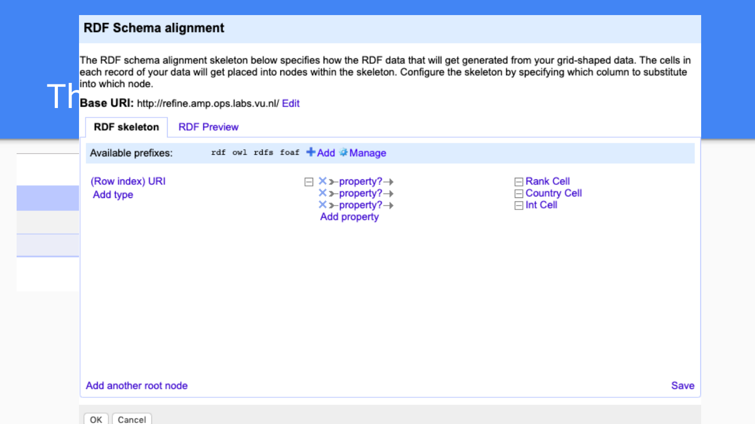## RDF Schema alignment

The RDF schema alignment skeleton below specifies how the RDF data that will get generated from your grid-shaped data. The cells in each record of your data will get placed into nodes within the skeleton. Configure the skeleton by specifying which column to substitute into which node.

**Base URI:** http://refine.amp.ops.labs.vu.nl/ Edit

RDF skeleton | RDF Preview

Available prefixes: rdf owl rdfs foaf + Add Manage

(Row index) URI
Add type

- property? → Rank Cell
- property? → Country Cell
- property? → Int Cell

Add property

Add another root node

Save

OK Cancel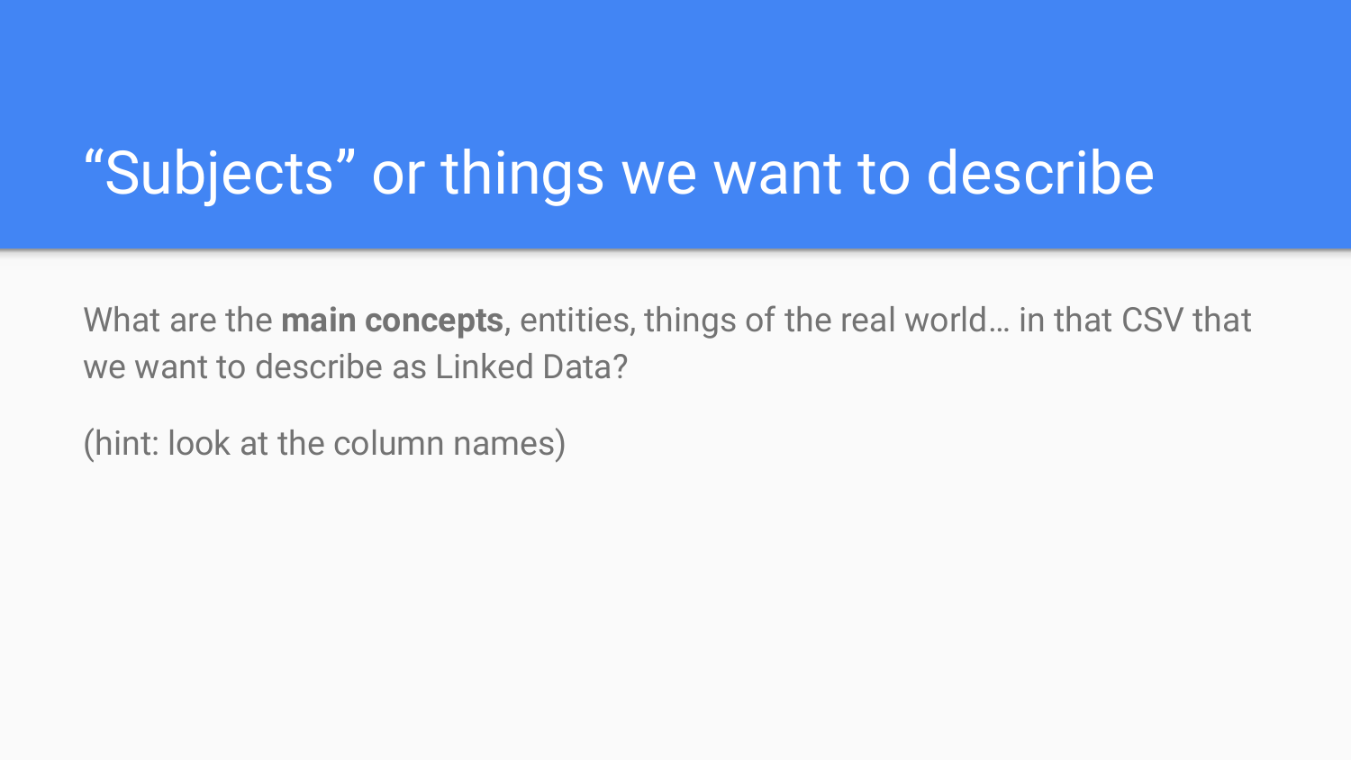# “Subjects” or things we want to describe

What are the **main concepts**, entities, things of the real world… in that CSV that we want to describe as Linked Data?

(hint: look at the column names)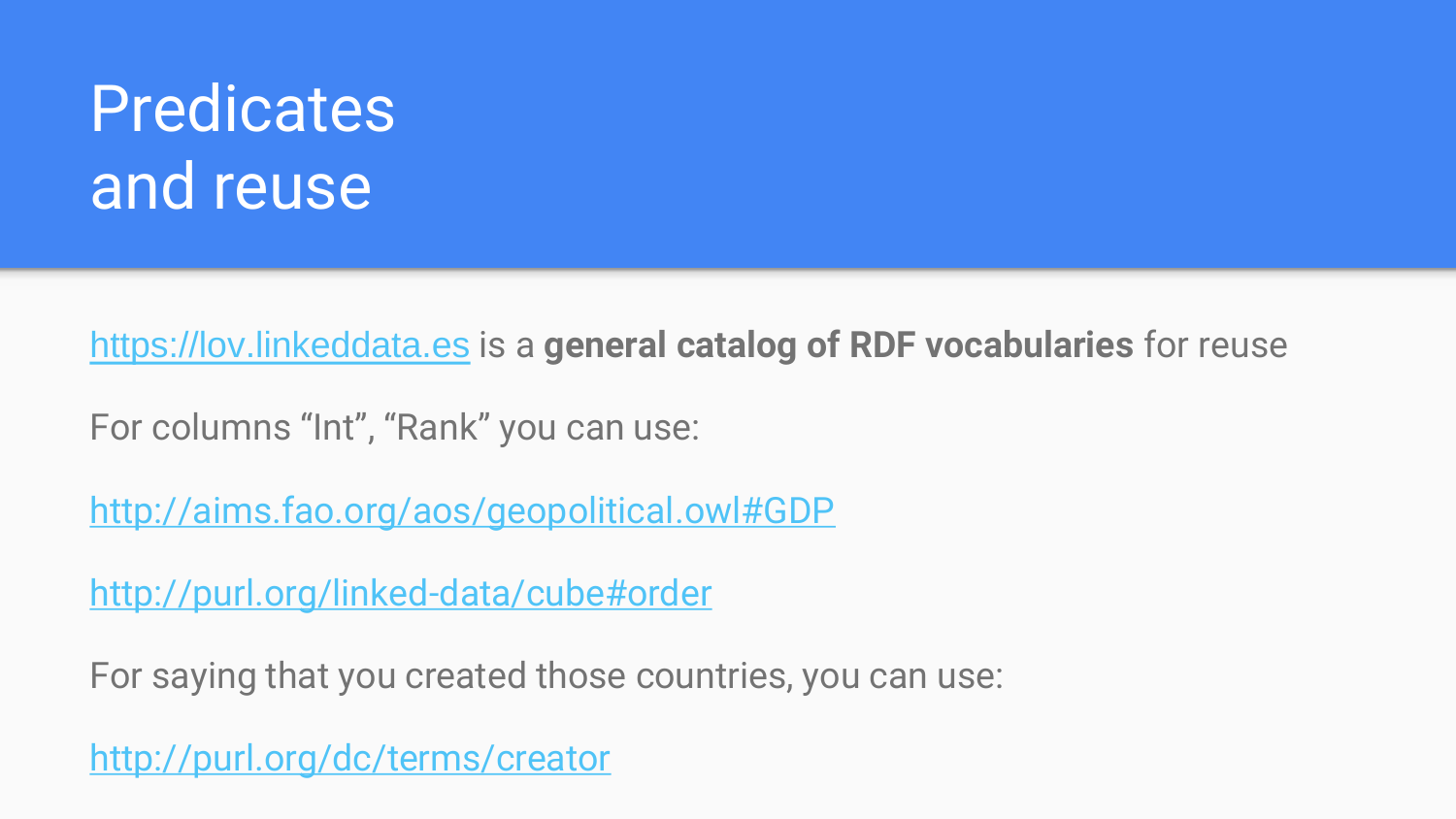# Predicates and reuse

https://lov.linkeddata.es is a **general catalog of RDF vocabularies** for reuse

For columns “Int”, “Rank” you can use:

http://aims.fao.org/aos/geopolitical.owl#GDP

http://purl.org/linked-data/cube#order

For saying that you created those countries, you can use:

http://purl.org/dc/terms/creator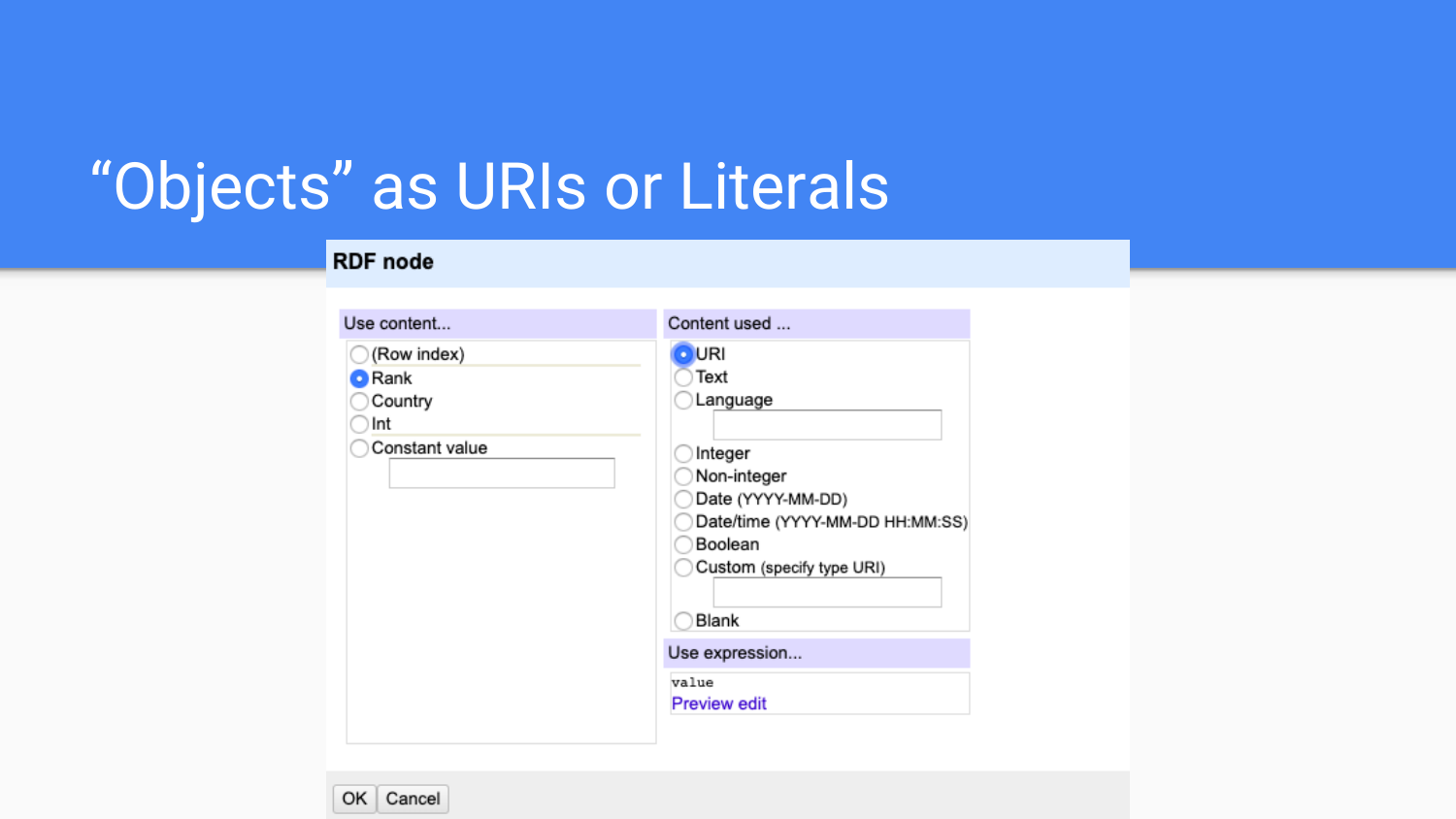# "Objects" as URIs or Literals

**RDF node**

Use content...

- ( ) (Row index)
- (•) Rank
- ( ) Country
- ( ) Int
- ( ) Constant value

Content used ...

- (•) URI
- ( ) Text
- ( ) Language
- ( ) Integer
- ( ) Non-integer
- ( ) Date (YYYY-MM-DD)
- ( ) Date/time (YYYY-MM-DD HH:MM:SS)
- ( ) Boolean
- ( ) Custom (specify type URI)
- ( ) Blank

Use expression...

```
value
```

Preview edit

OK Cancel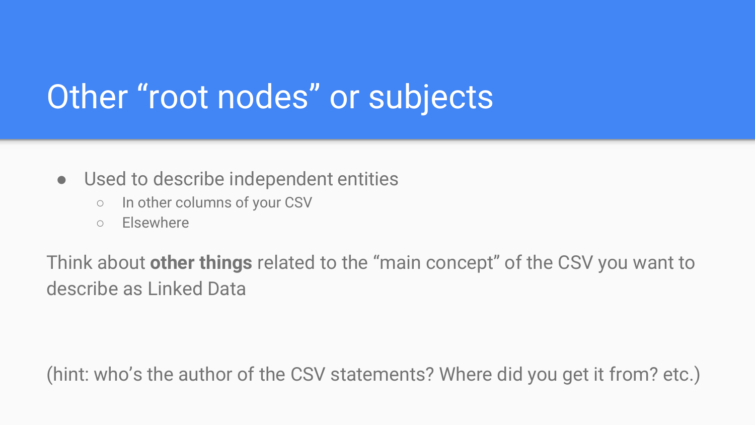# Other “root nodes” or subjects

- Used to describe independent entities
  - In other columns of your CSV
  - Elsewhere

Think about **other things** related to the “main concept” of the CSV you want to describe as Linked Data

(hint: who’s the author of the CSV statements? Where did you get it from? etc.)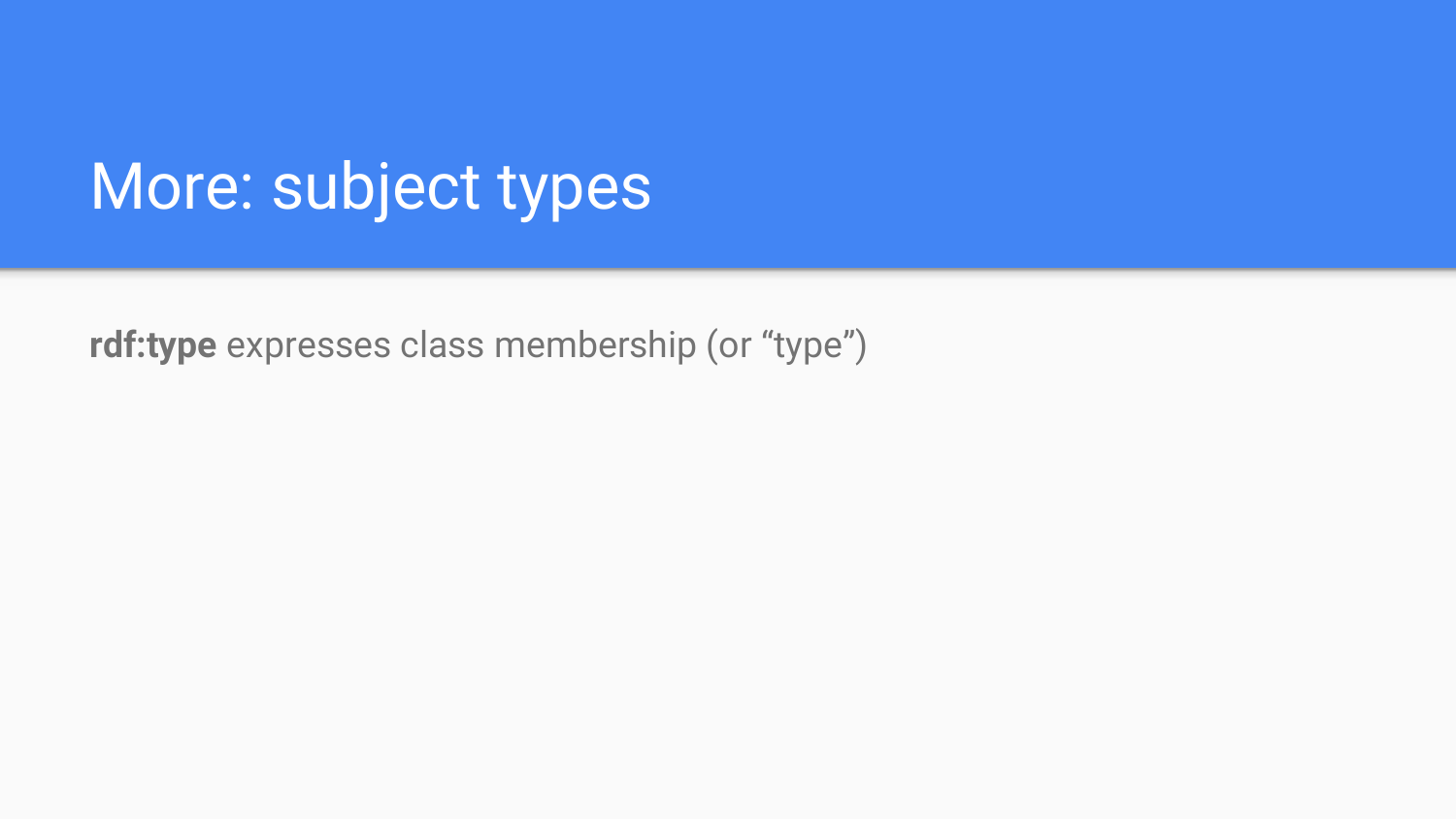# More: subject types

**rdf:type** expresses class membership (or “type”)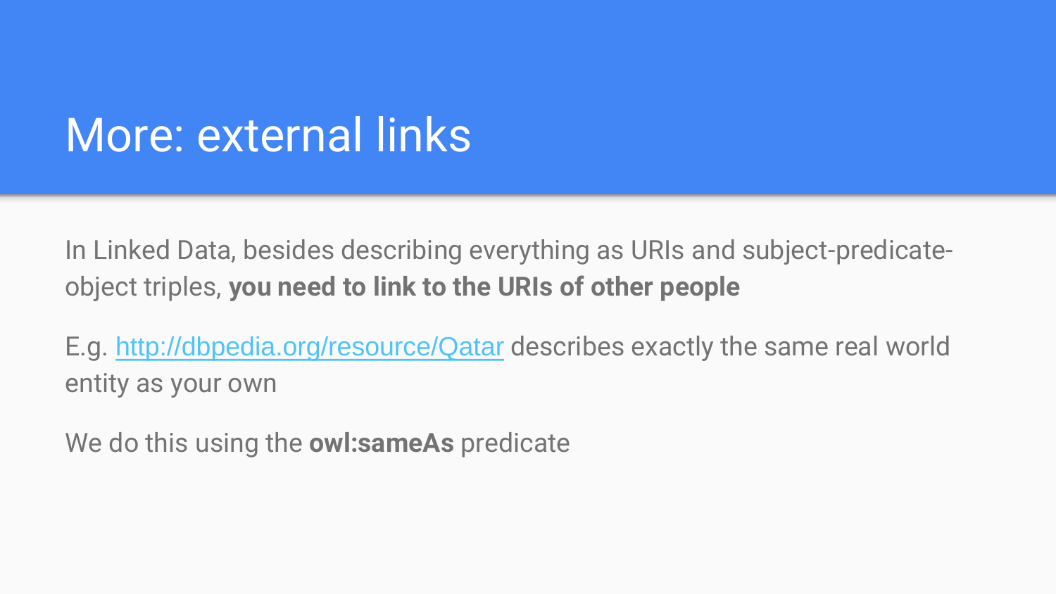# More: external links

In Linked Data, besides describing everything as URIs and subject-predicate-object triples, **you need to link to the URIs of other people**

E.g. [http://dbpedia.org/resource/Qatar](http://dbpedia.org/resource/Qatar) describes exactly the same real world entity as your own

We do this using the **owl:sameAs** predicate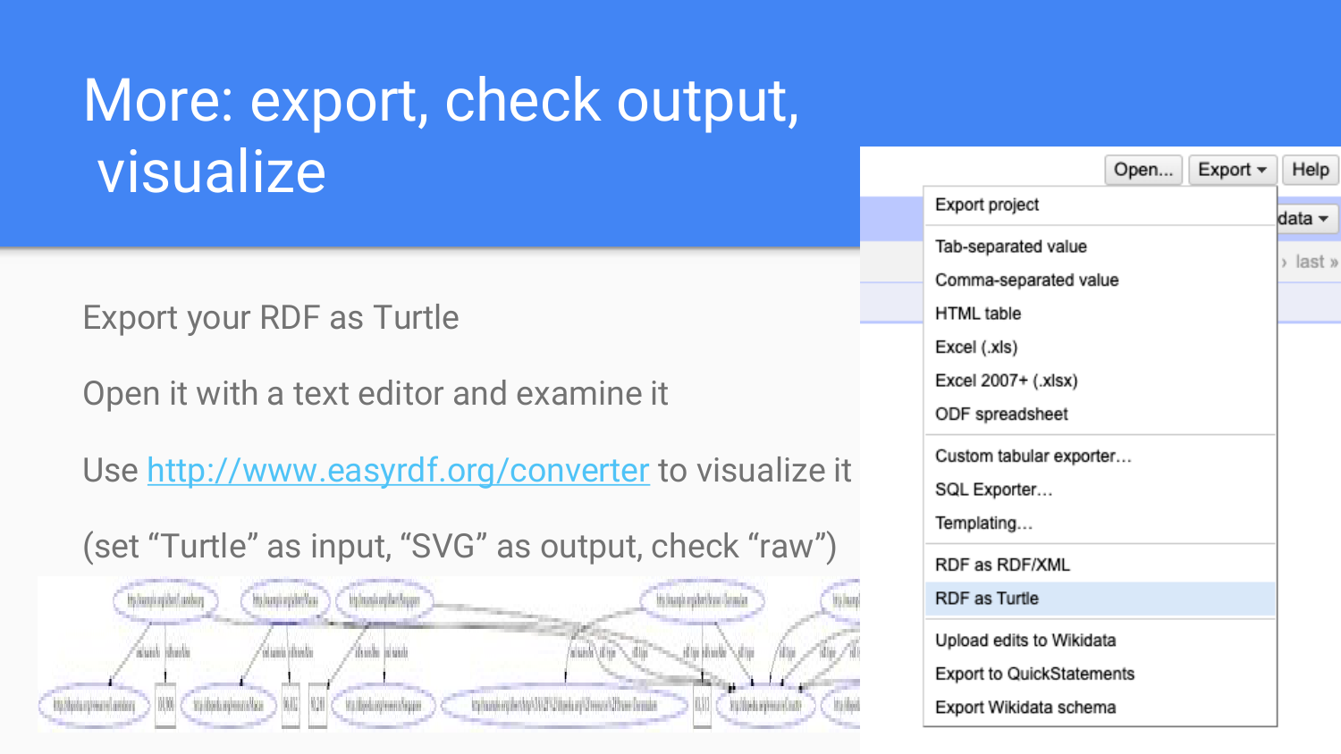# More: export, check output, visualize

Export your RDF as Turtle

Open it with a text editor and examine it

Use http://www.easyrdf.org/converter to visualize it

(set “Turtle” as input, “SVG” as output, check “raw”)

Open... Export Help

- Export project
- Tab-separated value
- Comma-separated value
- HTML table
- Excel (.xls)
- Excel 2007+ (.xlsx)
- ODF spreadsheet
- Custom tabular exporter...
- SQL Exporter...
- Templating...
- RDF as RDF/XML
- RDF as Turtle
- Upload edits to Wikidata
- Export to QuickStatements
- Export Wikidata schema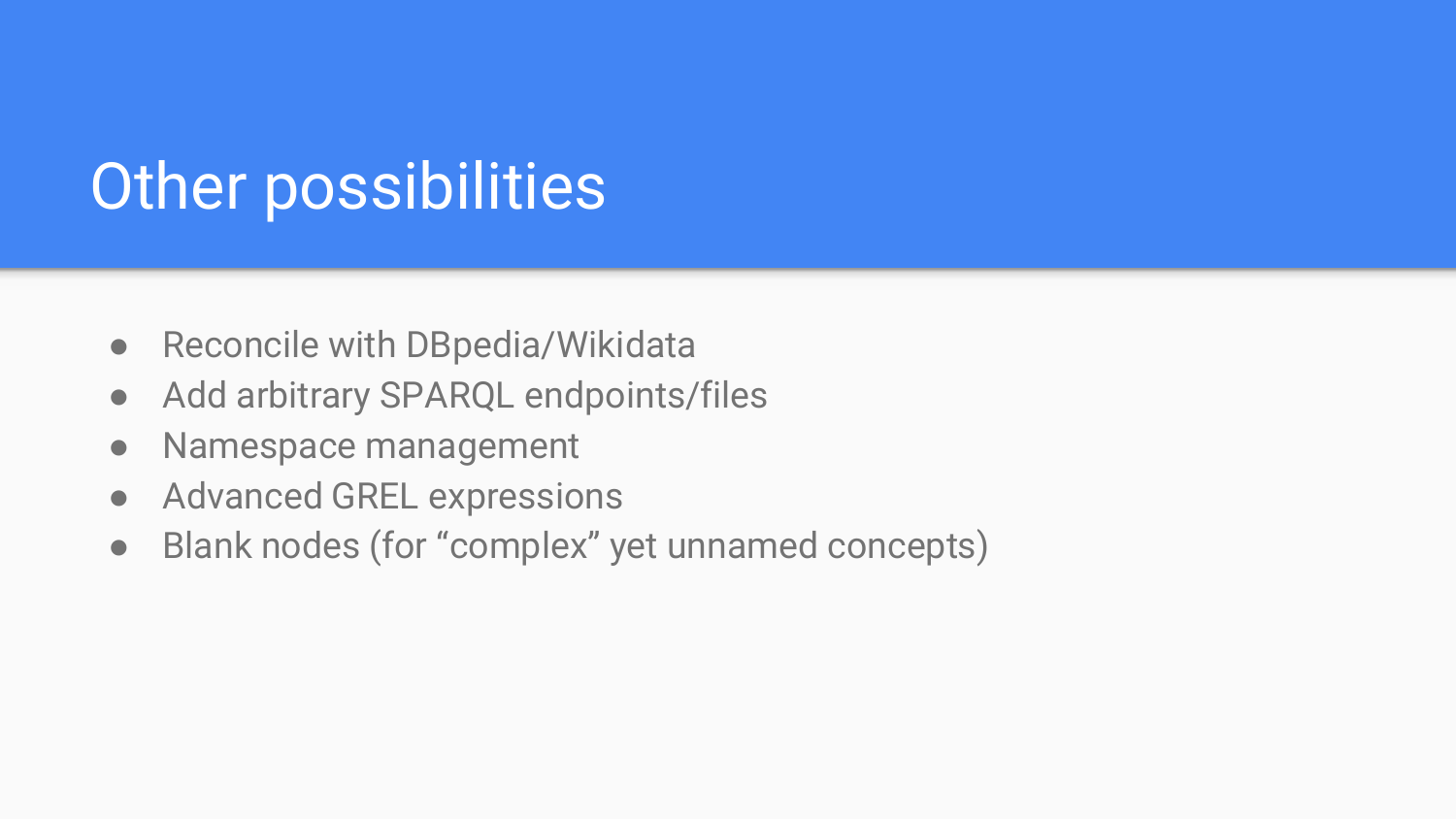# Other possibilities

- Reconcile with DBpedia/Wikidata
- Add arbitrary SPARQL endpoints/files
- Namespace management
- Advanced GREL expressions
- Blank nodes (for “complex” yet unnamed concepts)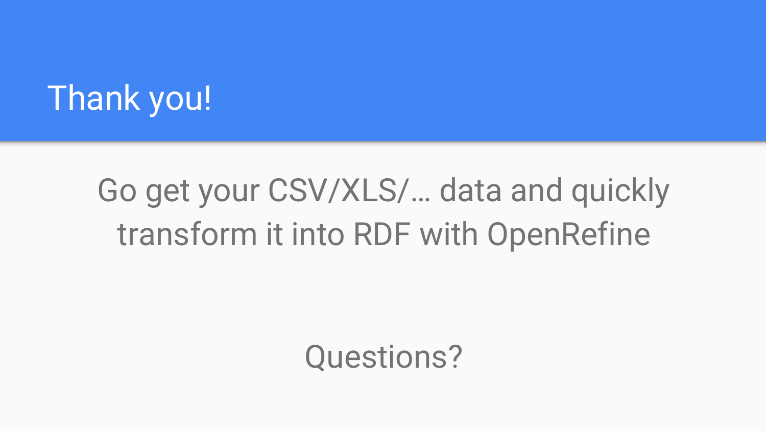# Thank you!

Go get your CSV/XLS/… data and quickly transform it into RDF with OpenRefine

Questions?